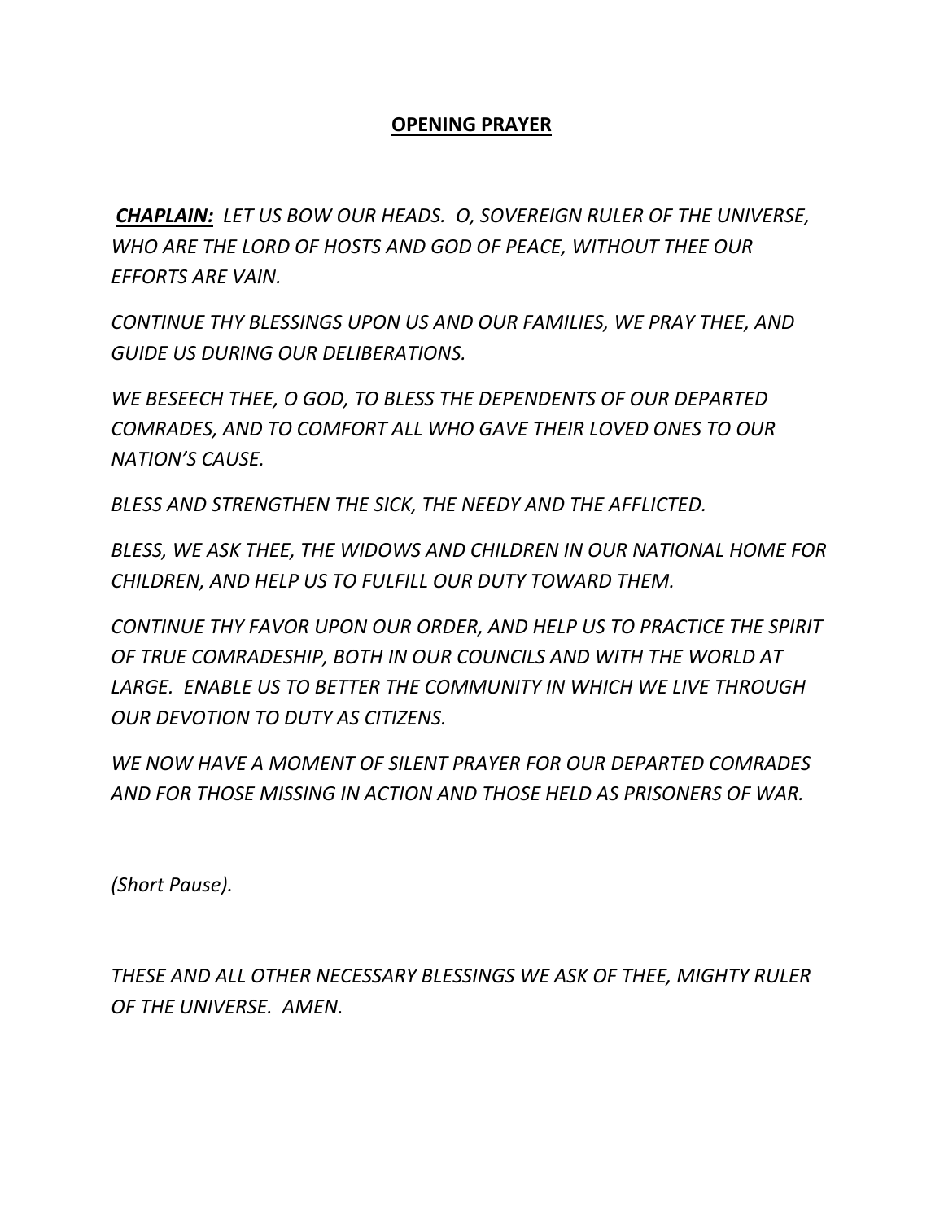# OPENING PRAYER

***CHAPLAIN:*** *LET US BOW OUR HEADS. O, SOVEREIGN RULER OF THE UNIVERSE, WHO ARE THE LORD OF HOSTS AND GOD OF PEACE, WITHOUT THEE OUR EFFORTS ARE VAIN.*

*CONTINUE THY BLESSINGS UPON US AND OUR FAMILIES, WE PRAY THEE, AND GUIDE US DURING OUR DELIBERATIONS.*

*WE BESEECH THEE, O GOD, TO BLESS THE DEPENDENTS OF OUR DEPARTED COMRADES, AND TO COMFORT ALL WHO GAVE THEIR LOVED ONES TO OUR NATION'S CAUSE.*

*BLESS AND STRENGTHEN THE SICK, THE NEEDY AND THE AFFLICTED.*

*BLESS, WE ASK THEE, THE WIDOWS AND CHILDREN IN OUR NATIONAL HOME FOR CHILDREN, AND HELP US TO FULFILL OUR DUTY TOWARD THEM.*

*CONTINUE THY FAVOR UPON OUR ORDER, AND HELP US TO PRACTICE THE SPIRIT OF TRUE COMRADESHIP, BOTH IN OUR COUNCILS AND WITH THE WORLD AT LARGE. ENABLE US TO BETTER THE COMMUNITY IN WHICH WE LIVE THROUGH OUR DEVOTION TO DUTY AS CITIZENS.*

*WE NOW HAVE A MOMENT OF SILENT PRAYER FOR OUR DEPARTED COMRADES AND FOR THOSE MISSING IN ACTION AND THOSE HELD AS PRISONERS OF WAR.*

*(Short Pause).*

*THESE AND ALL OTHER NECESSARY BLESSINGS WE ASK OF THEE, MIGHTY RULER OF THE UNIVERSE. AMEN.*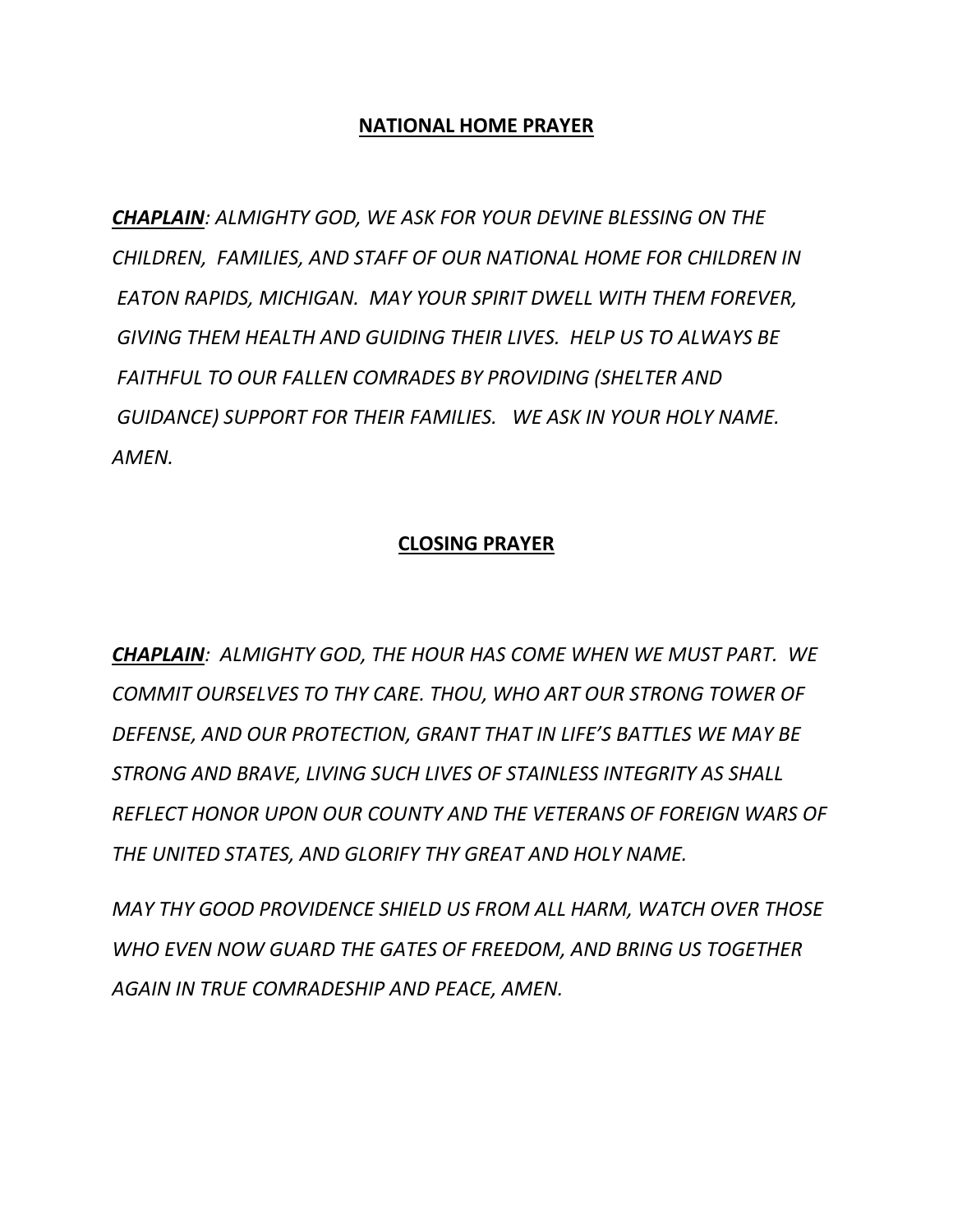## NATIONAL HOME PRAYER

***CHAPLAIN****: ALMIGHTY GOD, WE ASK FOR YOUR DEVINE BLESSING ON THE CHILDREN, FAMILIES, AND STAFF OF OUR NATIONAL HOME FOR CHILDREN IN EATON RAPIDS, MICHIGAN. MAY YOUR SPIRIT DWELL WITH THEM FOREVER, GIVING THEM HEALTH AND GUIDING THEIR LIVES. HELP US TO ALWAYS BE FAITHFUL TO OUR FALLEN COMRADES BY PROVIDING (SHELTER AND GUIDANCE) SUPPORT FOR THEIR FAMILIES. WE ASK IN YOUR HOLY NAME. AMEN.*

## CLOSING PRAYER

***CHAPLAIN****: ALMIGHTY GOD, THE HOUR HAS COME WHEN WE MUST PART. WE COMMIT OURSELVES TO THY CARE. THOU, WHO ART OUR STRONG TOWER OF DEFENSE, AND OUR PROTECTION, GRANT THAT IN LIFE'S BATTLES WE MAY BE STRONG AND BRAVE, LIVING SUCH LIVES OF STAINLESS INTEGRITY AS SHALL REFLECT HONOR UPON OUR COUNTY AND THE VETERANS OF FOREIGN WARS OF THE UNITED STATES, AND GLORIFY THY GREAT AND HOLY NAME.*

*MAY THY GOOD PROVIDENCE SHIELD US FROM ALL HARM, WATCH OVER THOSE WHO EVEN NOW GUARD THE GATES OF FREEDOM, AND BRING US TOGETHER AGAIN IN TRUE COMRADESHIP AND PEACE, AMEN.*